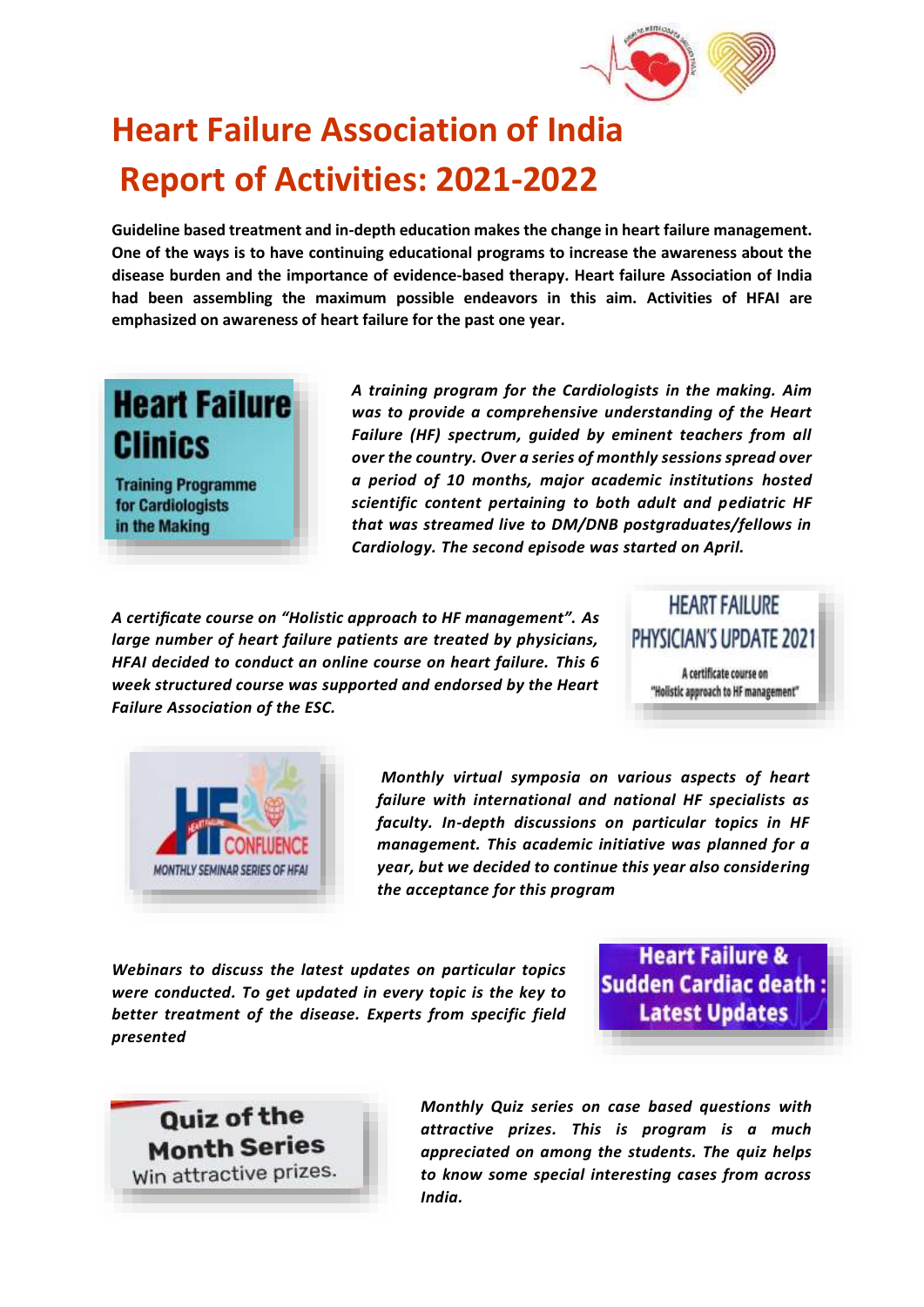# Heart Failure Association of India

# Report of Activities: 2021-2022

**Guideline based treatment and in-depth education makes the change in heart failure management. One of the ways is to have continuing educational programs to increase the awareness about the disease burden and the importance of evidence-based therapy. Heart failure Association of India had been assembling the maximum possible endeavors in this aim. Activities of HFAI are emphasized on awareness of heart failure for the past one year.**

**Heart Failure Clinics**
Training Programme for Cardiologists in the Making

*A training program for the Cardiologists in the making. Aim was to provide a comprehensive understanding of the Heart Failure (HF) spectrum, guided by eminent teachers from all over the country. Over a series of monthly sessions spread over a period of 10 months, major academic institutions hosted scientific content pertaining to both adult and pediatric HF that was streamed live to DM/DNB postgraduates/fellows in Cardiology. The second episode was started on April.*

**HEART FAILURE PHYSICIAN'S UPDATE 2021**
A certificate course on "Holistic approach to HF management"

*A certificate course on "Holistic approach to HF management". As large number of heart failure patients are treated by physicians, HFAI decided to conduct an online course on heart failure. This 6 week structured course was supported and endorsed by the Heart Failure Association of the ESC.*

**HF CONFLUENCE**
MONTHLY SEMINAR SERIES OF HFAI

*Monthly virtual symposia on various aspects of heart failure with international and national HF specialists as faculty. In-depth discussions on particular topics in HF management. This academic initiative was planned for a year, but we decided to continue this year also considering the acceptance for this program*

**Heart Failure & Sudden Cardiac death : Latest Updates**

*Webinars to discuss the latest updates on particular topics were conducted. To get updated in every topic is the key to better treatment of the disease. Experts from specific field presented*

**Quiz of the Month Series**
Win attractive prizes.

*Monthly Quiz series on case based questions with attractive prizes. This is program is a much appreciated on among the students. The quiz helps to know some special interesting cases from across India.*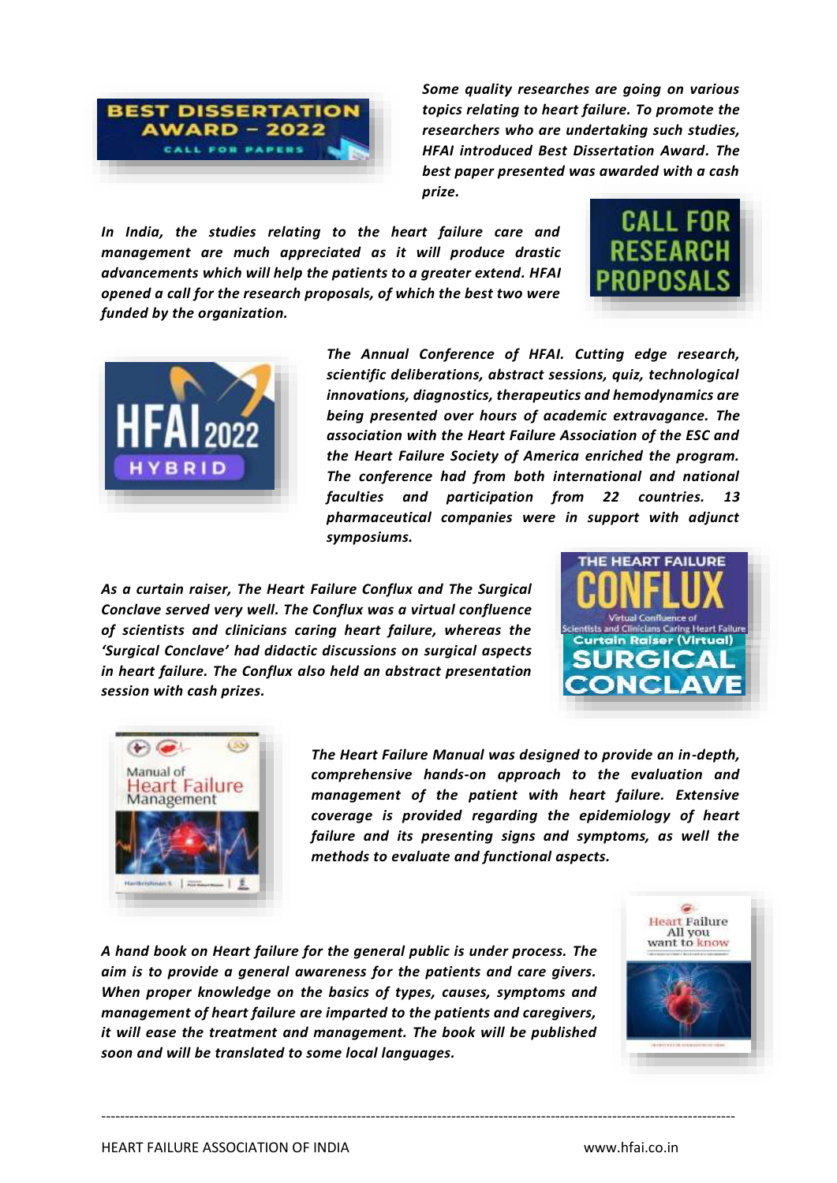*Some quality researches are going on various topics relating to heart failure. To promote the researchers who are undertaking such studies, HFAI introduced Best Dissertation Award. The best paper presented was awarded with a cash prize.*

*In India, the studies relating to the heart failure care and management are much appreciated as it will produce drastic advancements which will help the patients to a greater extend. HFAI opened a call for the research proposals, of which the best two were funded by the organization.*

*The Annual Conference of HFAI. Cutting edge research, scientific deliberations, abstract sessions, quiz, technological innovations, diagnostics, therapeutics and hemodynamics are being presented over hours of academic extravagance. The association with the Heart Failure Association of the ESC and the Heart Failure Society of America enriched the program. The conference had from both international and national faculties and participation from 22 countries. 13 pharmaceutical companies were in support with adjunct symposiums.*

*As a curtain raiser, The Heart Failure Conflux and The Surgical Conclave served very well. The Conflux was a virtual confluence of scientists and clinicians caring heart failure, whereas the 'Surgical Conclave' had didactic discussions on surgical aspects in heart failure. The Conflux also held an abstract presentation session with cash prizes.*

*The Heart Failure Manual was designed to provide an in-depth, comprehensive hands-on approach to the evaluation and management of the patient with heart failure. Extensive coverage is provided regarding the epidemiology of heart failure and its presenting signs and symptoms, as well the methods to evaluate and functional aspects.*

*A hand book on Heart failure for the general public is under process. The aim is to provide a general awareness for the patients and care givers. When proper knowledge on the basics of types, causes, symptoms and management of heart failure are imparted to the patients and caregivers, it will ease the treatment and management. The book will be published soon and will be translated to some local languages.*